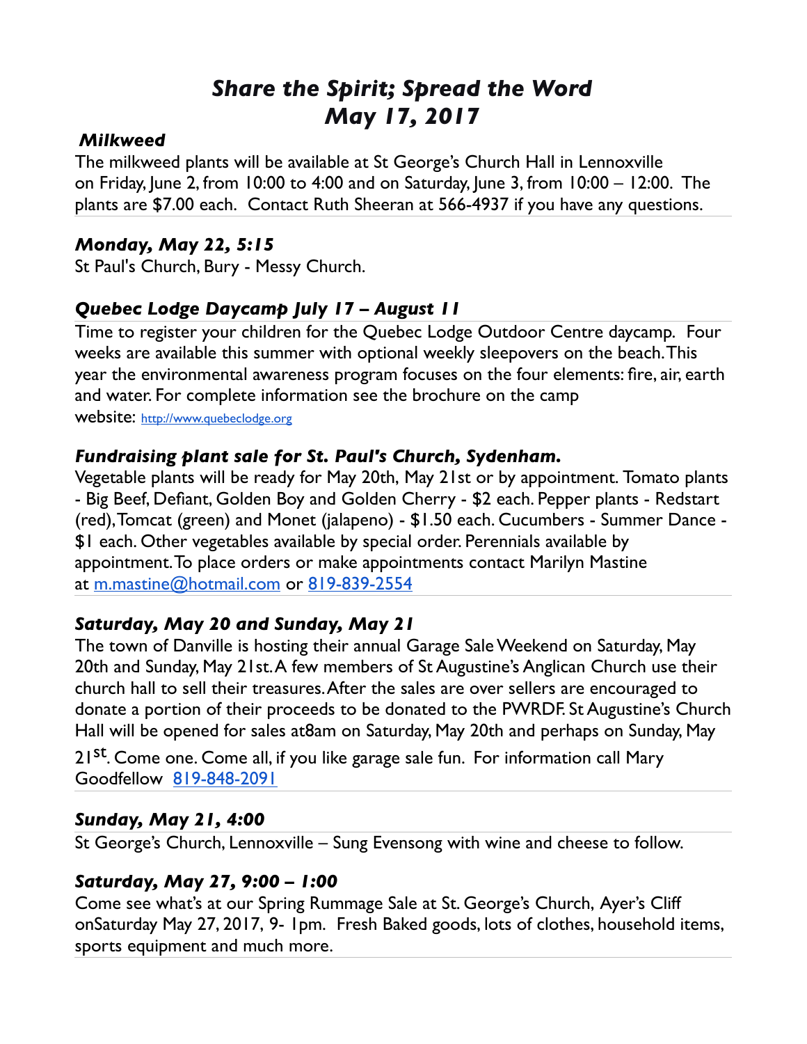# *Share the Spirit; Spread the Word*
# *May 17, 2017*

### *Milkweed*

The milkweed plants will be available at St George's Church Hall in Lennoxville on Friday, June 2, from 10:00 to 4:00 and on Saturday, June 3, from 10:00 – 12:00. The plants are $7.00 each. Contact Ruth Sheeran at 566-4937 if you have any questions.

### *Monday, May 22, 5:15*

St Paul's Church, Bury - Messy Church.

### *Quebec Lodge Daycamp July 17 – August 11*

Time to register your children for the Quebec Lodge Outdoor Centre daycamp. Four weeks are available this summer with optional weekly sleepovers on the beach. This year the environmental awareness program focuses on the four elements: fire, air, earth and water. For complete information see the brochure on the camp website: http://www.quebeclodge.org

### *Fundraising plant sale for St. Paul's Church, Sydenham.*

Vegetable plants will be ready for May 20th, May 21st or by appointment. Tomato plants - Big Beef, Defiant, Golden Boy and Golden Cherry - $2 each. Pepper plants - Redstart (red), Tomcat (green) and Monet (jalapeno) - $1.50 each. Cucumbers - Summer Dance - $1 each. Other vegetables available by special order. Perennials available by appointment. To place orders or make appointments contact Marilyn Mastine at m.mastine@hotmail.com or 819-839-2554

### *Saturday, May 20 and Sunday, May 21*

The town of Danville is hosting their annual Garage Sale Weekend on Saturday, May 20th and Sunday, May 21st. A few members of St Augustine's Anglican Church use their church hall to sell their treasures. After the sales are over sellers are encouraged to donate a portion of their proceeds to be donated to the PWRDF. St Augustine's Church Hall will be opened for sales at8am on Saturday, May 20th and perhaps on Sunday, May 21st. Come one. Come all, if you like garage sale fun. For information call Mary Goodfellow 819-848-2091

### *Sunday, May 21, 4:00*

St George's Church, Lennoxville – Sung Evensong with wine and cheese to follow.

### *Saturday, May 27, 9:00 – 1:00*

Come see what's at our Spring Rummage Sale at St. George's Church, Ayer's Cliff onSaturday May 27, 2017, 9- 1pm. Fresh Baked goods, lots of clothes, household items, sports equipment and much more.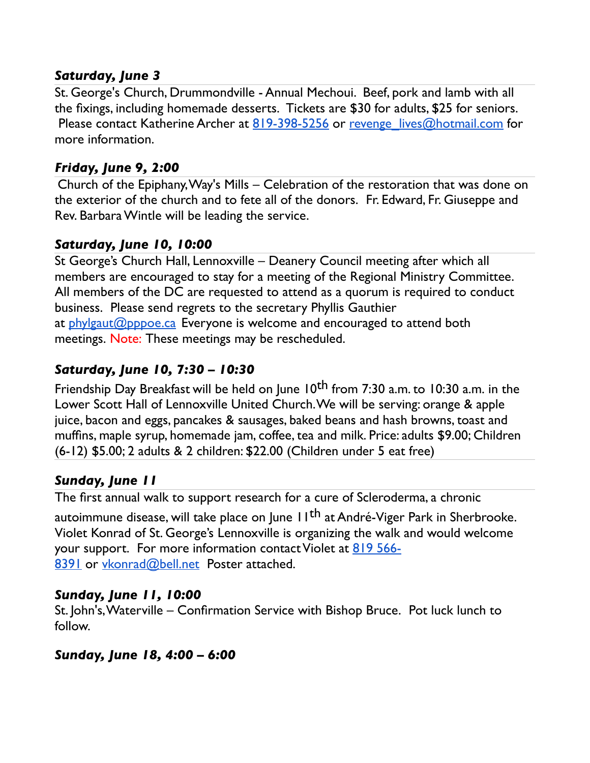### *Saturday, June 3*

St. George's Church, Drummondville - Annual Mechoui. Beef, pork and lamb with all the fixings, including homemade desserts. Tickets are $30 for adults, $25 for seniors. Please contact Katherine Archer at 819-398-5256 or revenge_lives@hotmail.com for more information.

### *Friday, June 9, 2:00*

Church of the Epiphany, Way's Mills – Celebration of the restoration that was done on the exterior of the church and to fete all of the donors. Fr. Edward, Fr. Giuseppe and Rev. Barbara Wintle will be leading the service.

### *Saturday, June 10, 10:00*

St George's Church Hall, Lennoxville – Deanery Council meeting after which all members are encouraged to stay for a meeting of the Regional Ministry Committee. All members of the DC are requested to attend as a quorum is required to conduct business. Please send regrets to the secretary Phyllis Gauthier at phylgaut@pppoe.ca Everyone is welcome and encouraged to attend both meetings. Note: These meetings may be rescheduled.

### *Saturday, June 10, 7:30 – 10:30*

Friendship Day Breakfast will be held on June 10th from 7:30 a.m. to 10:30 a.m. in the Lower Scott Hall of Lennoxville United Church. We will be serving: orange & apple juice, bacon and eggs, pancakes & sausages, baked beans and hash browns, toast and muffins, maple syrup, homemade jam, coffee, tea and milk. Price: adults $9.00; Children (6-12) $5.00; 2 adults & 2 children: $22.00 (Children under 5 eat free)

### *Sunday, June 11*

The first annual walk to support research for a cure of Scleroderma, a chronic autoimmune disease, will take place on June 11th at André-Viger Park in Sherbrooke. Violet Konrad of St. George's Lennoxville is organizing the walk and would welcome your support. For more information contact Violet at 819 566-8391 or vkonrad@bell.net Poster attached.

### *Sunday, June 11, 10:00*

St. John's, Waterville – Confirmation Service with Bishop Bruce. Pot luck lunch to follow.

### *Sunday, June 18, 4:00 – 6:00*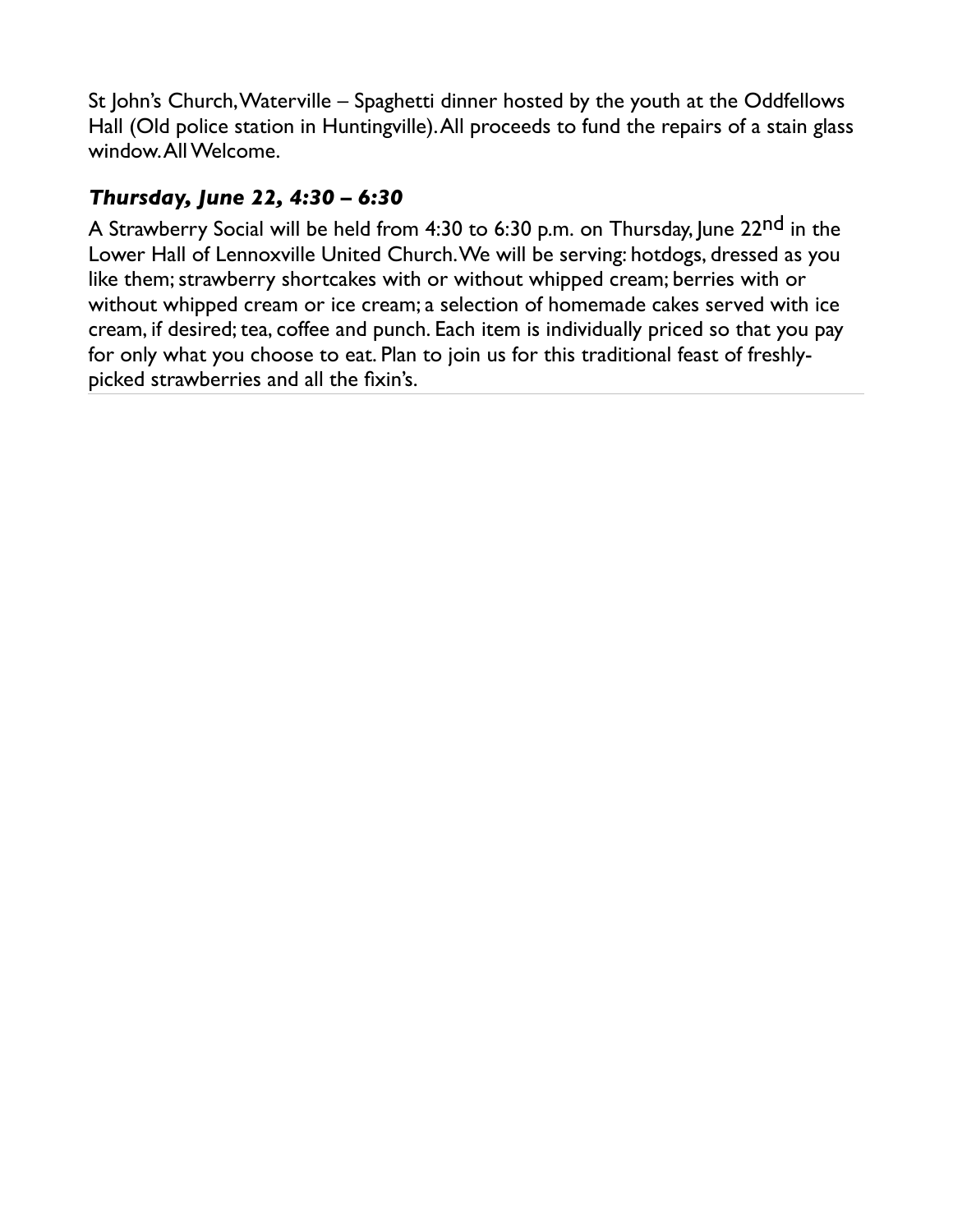St John's Church, Waterville – Spaghetti dinner hosted by the youth at the Oddfellows Hall (Old police station in Huntingville). All proceeds to fund the repairs of a stain glass window. All Welcome.

### *Thursday, June 22, 4:30 – 6:30*

A Strawberry Social will be held from 4:30 to 6:30 p.m. on Thursday, June 22nd in the Lower Hall of Lennoxville United Church. We will be serving: hotdogs, dressed as you like them; strawberry shortcakes with or without whipped cream; berries with or without whipped cream or ice cream; a selection of homemade cakes served with ice cream, if desired; tea, coffee and punch. Each item is individually priced so that you pay for only what you choose to eat. Plan to join us for this traditional feast of freshly-picked strawberries and all the fixin's.

---